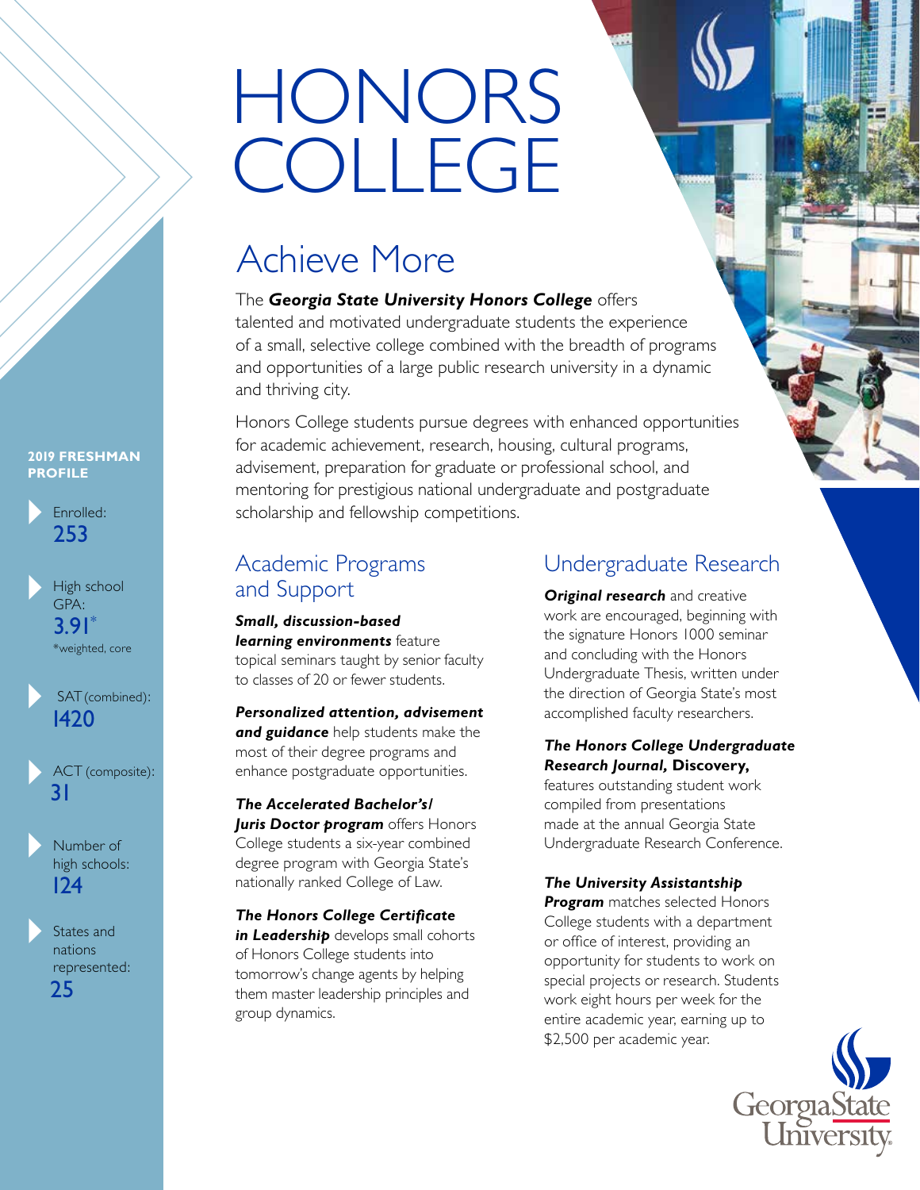# HONORS COLLEGE

## Achieve More

The ***Georgia State University Honors College*** offers talented and motivated undergraduate students the experience of a small, selective college combined with the breadth of programs and opportunities of a large public research university in a dynamic and thriving city.

Honors College students pursue degrees with enhanced opportunities for academic achievement, research, housing, cultural programs, advisement, preparation for graduate or professional school, and mentoring for prestigious national undergraduate and postgraduate scholarship and fellowship competitions.

### 2019 FRESHMAN PROFILE

- Enrolled: **253**
- High school GPA: **3.91*** (*weighted, core)
- SAT (combined): **1420**
- ACT (composite): **31**
- Number of high schools: **124**
- States and nations represented: **25**

## Academic Programs and Support

***Small, discussion-based learning environments*** feature topical seminars taught by senior faculty to classes of 20 or fewer students.

***Personalized attention, advisement and guidance*** help students make the most of their degree programs and enhance postgraduate opportunities.

***The Accelerated Bachelor's/Juris Doctor program*** offers Honors College students a six-year combined degree program with Georgia State's nationally ranked College of Law.

***The Honors College Certificate in Leadership*** develops small cohorts of Honors College students into tomorrow's change agents by helping them master leadership principles and group dynamics.

## Undergraduate Research

***Original research*** and creative work are encouraged, beginning with the signature Honors 1000 seminar and concluding with the Honors Undergraduate Thesis, written under the direction of Georgia State's most accomplished faculty researchers.

***The Honors College Undergraduate Research Journal,* Discovery,** features outstanding student work compiled from presentations made at the annual Georgia State Undergraduate Research Conference.

***The University Assistantship Program*** matches selected Honors College students with a department or office of interest, providing an opportunity for students to work on special projects or research. Students work eight hours per week for the entire academic year, earning up to $2,500 per academic year.

Georgia State University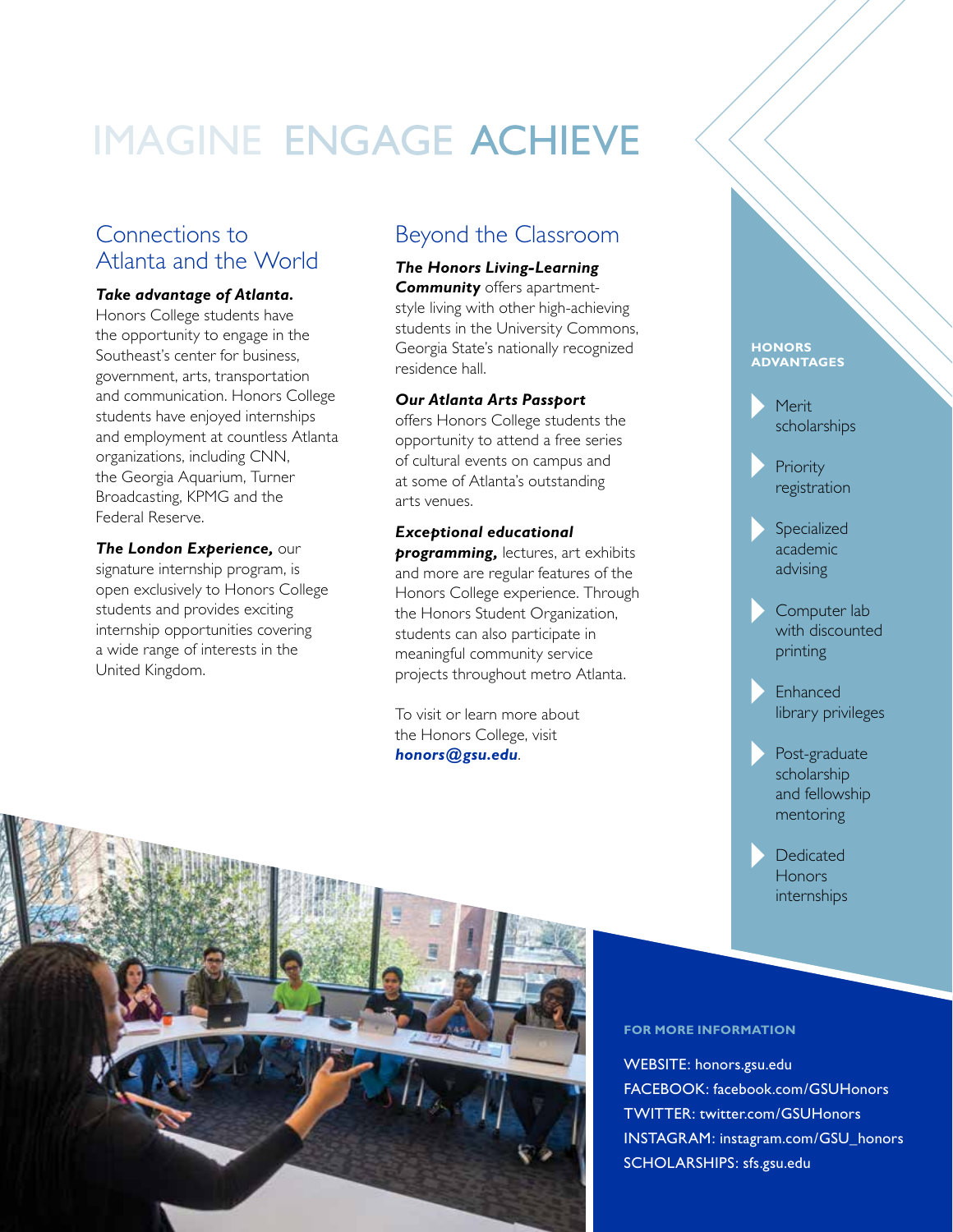# IMAGINE ENGAGE ACHIEVE

## Connections to Atlanta and the World

***Take advantage of Atlanta.*** Honors College students have the opportunity to engage in the Southeast's center for business, government, arts, transportation and communication. Honors College students have enjoyed internships and employment at countless Atlanta organizations, including CNN, the Georgia Aquarium, Turner Broadcasting, KPMG and the Federal Reserve.

***The London Experience,*** our signature internship program, is open exclusively to Honors College students and provides exciting internship opportunities covering a wide range of interests in the United Kingdom.

## Beyond the Classroom

***The Honors Living-Learning Community*** offers apartment-style living with other high-achieving students in the University Commons, Georgia State's nationally recognized residence hall.

***Our Atlanta Arts Passport*** offers Honors College students the opportunity to attend a free series of cultural events on campus and at some of Atlanta's outstanding arts venues.

***Exceptional educational programming,*** lectures, art exhibits and more are regular features of the Honors College experience. Through the Honors Student Organization, students can also participate in meaningful community service projects throughout metro Atlanta.

To visit or learn more about the Honors College, visit ***honors@gsu.edu***.

**HONORS ADVANTAGES**

- Merit scholarships
- Priority registration
- Specialized academic advising
- Computer lab with discounted printing
- Enhanced library privileges
- Post-graduate scholarship and fellowship mentoring
- Dedicated Honors internships

**FOR MORE INFORMATION**

WEBSITE: honors.gsu.edu
FACEBOOK: facebook.com/GSUHonors
TWITTER: twitter.com/GSUHonors
INSTAGRAM: instagram.com/GSU_honors
SCHOLARSHIPS: sfs.gsu.edu